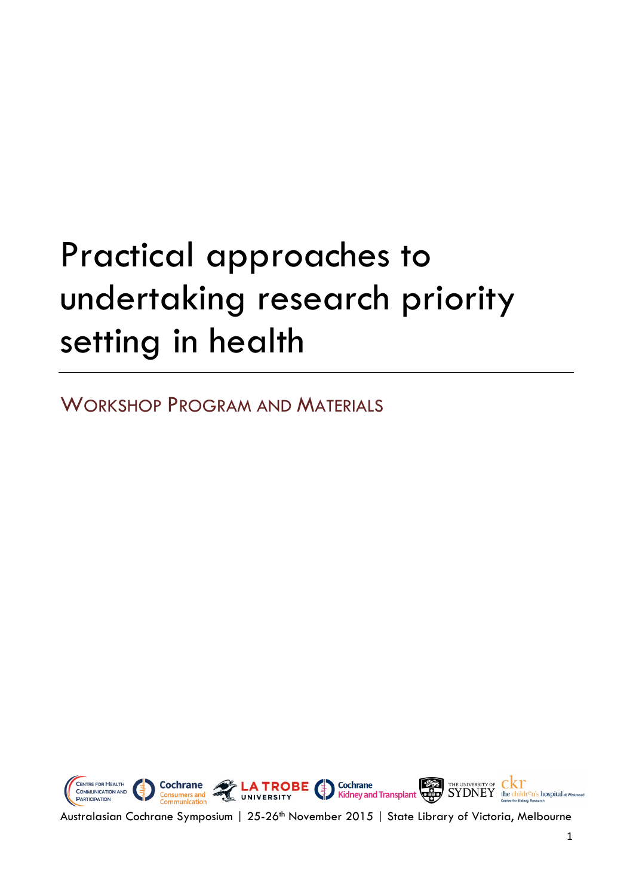# Practical approaches to undertaking research priority setting in health

## Workshop Program and Materials

Australasian Cochrane Symposium | 25-26th November 2015 | State Library of Victoria, Melbourne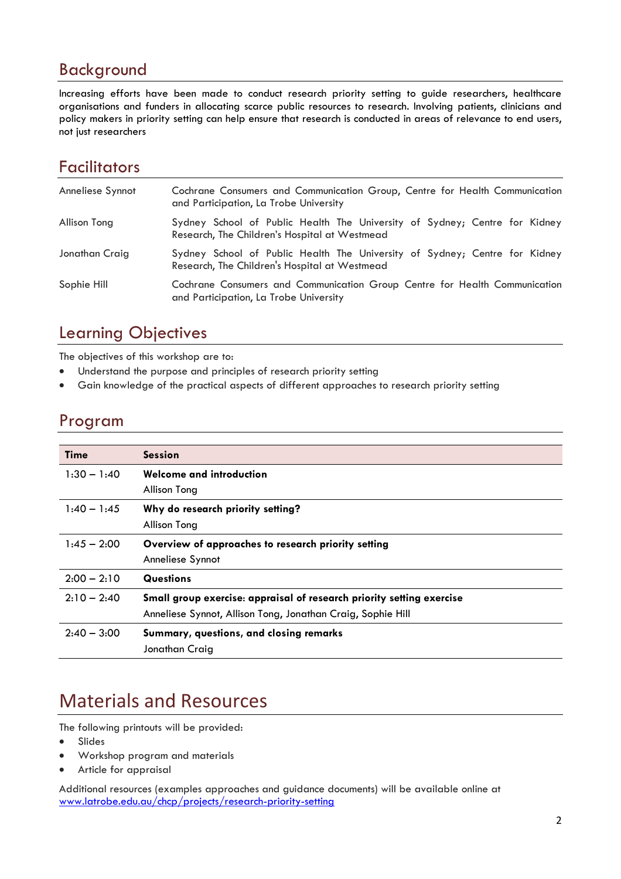## Background

Increasing efforts have been made to conduct research priority setting to guide researchers, healthcare organisations and funders in allocating scarce public resources to research. Involving patients, clinicians and policy makers in priority setting can help ensure that research is conducted in areas of relevance to end users, not just researchers

## Facilitators

| | |
|---|---|
| Anneliese Synnot | Cochrane Consumers and Communication Group, Centre for Health Communication and Participation, La Trobe University |
| Allison Tong | Sydney School of Public Health The University of Sydney; Centre for Kidney Research, The Children's Hospital at Westmead |
| Jonathan Craig | Sydney School of Public Health The University of Sydney; Centre for Kidney Research, The Children's Hospital at Westmead |
| Sophie Hill | Cochrane Consumers and Communication Group Centre for Health Communication and Participation, La Trobe University |

## Learning Objectives

The objectives of this workshop are to:

- Understand the purpose and principles of research priority setting
- Gain knowledge of the practical aspects of different approaches to research priority setting

## Program

| Time | Session |
|---|---|
| 1:30 – 1:40 | **Welcome and introduction**<br>Allison Tong |
| 1:40 – 1:45 | **Why do research priority setting?**<br>Allison Tong |
| 1:45 – 2:00 | **Overview of approaches to research priority setting**<br>Anneliese Synnot |
| 2:00 – 2:10 | **Questions** |
| 2:10 – 2:40 | **Small group exercise: appraisal of research priority setting exercise**<br>Anneliese Synnot, Allison Tong, Jonathan Craig, Sophie Hill |
| 2:40 – 3:00 | **Summary, questions, and closing remarks**<br>Jonathan Craig |

## Materials and Resources

The following printouts will be provided:

- Slides
- Workshop program and materials
- Article for appraisal

Additional resources (examples approaches and guidance documents) will be available online at [www.latrobe.edu.au/chcp/projects/research-priority-setting](www.latrobe.edu.au/chcp/projects/research-priority-setting)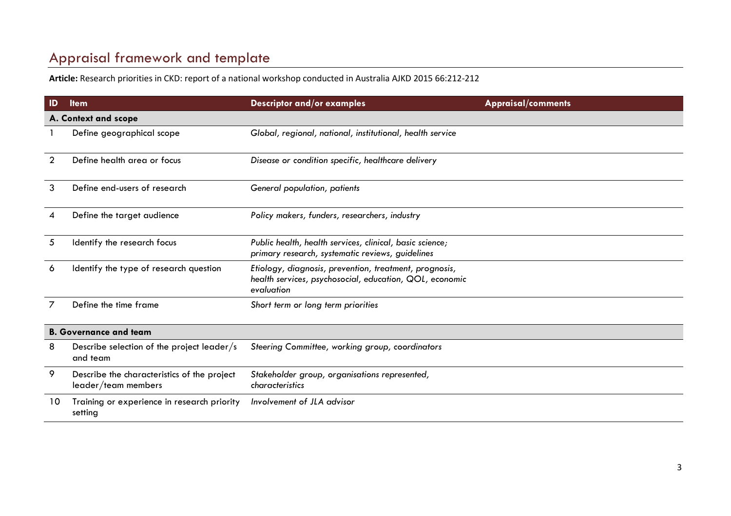## Appraisal framework and template

**Article:** Research priorities in CKD: report of a national workshop conducted in Australia AJKD 2015 66:212-212

| ID | Item | Descriptor and/or examples | Appraisal/comments |
|---|---|---|---|
| **A. Context and scope** | | | |
| 1 | Define geographical scope | *Global, regional, national, institutional, health service* | |
| 2 | Define health area or focus | *Disease or condition specific, healthcare delivery* | |
| 3 | Define end-users of research | *General population, patients* | |
| 4 | Define the target audience | *Policy makers, funders, researchers, industry* | |
| 5 | Identify the research focus | *Public health, health services, clinical, basic science; primary research, systematic reviews, guidelines* | |
| 6 | Identify the type of research question | *Etiology, diagnosis, prevention, treatment, prognosis, health services, psychosocial, education, QOL, economic evaluation* | |
| 7 | Define the time frame | *Short term or long term priorities* | |
| **B. Governance and team** | | | |
| 8 | Describe selection of the project leader/s and team | *Steering Committee, working group, coordinators* | |
| 9 | Describe the characteristics of the project leader/team members | *Stakeholder group, organisations represented, characteristics* | |
| 10 | Training or experience in research priority setting | *Involvement of JLA advisor* | |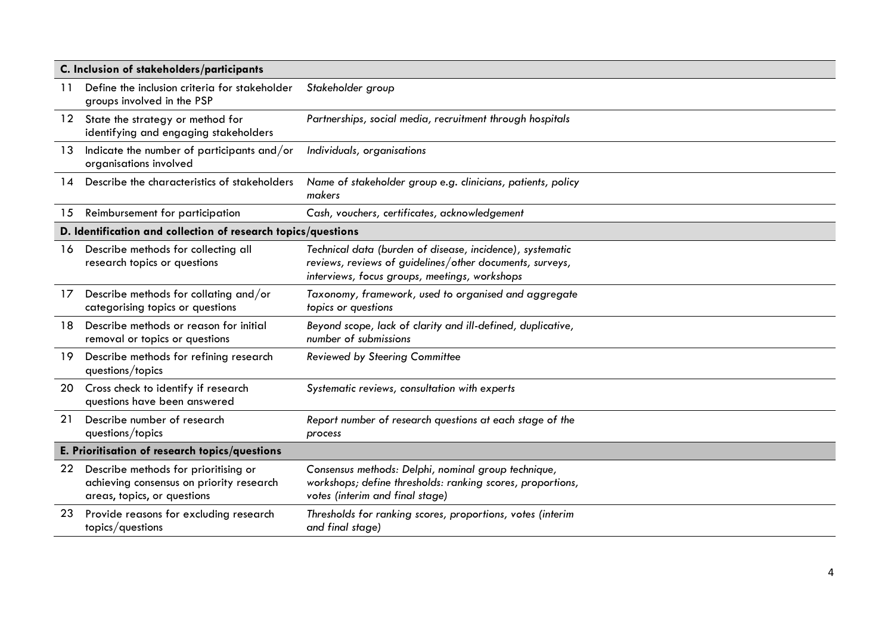| | | |
|---|---|---|
| **C. Inclusion of stakeholders/participants** | | |
| 11 | Define the inclusion criteria for stakeholder groups involved in the PSP | *Stakeholder group* |
| 12 | State the strategy or method for identifying and engaging stakeholders | *Partnerships, social media, recruitment through hospitals* |
| 13 | Indicate the number of participants and/or organisations involved | *Individuals, organisations* |
| 14 | Describe the characteristics of stakeholders | *Name of stakeholder group e.g. clinicians, patients, policy makers* |
| 15 | Reimbursement for participation | *Cash, vouchers, certificates, acknowledgement* |
| **D. Identification and collection of research topics/questions** | | |
| 16 | Describe methods for collecting all research topics or questions | *Technical data (burden of disease, incidence), systematic reviews, reviews of guidelines/other documents, surveys, interviews, focus groups, meetings, workshops* |
| 17 | Describe methods for collating and/or categorising topics or questions | *Taxonomy, framework, used to organised and aggregate topics or questions* |
| 18 | Describe methods or reason for initial removal or topics or questions | *Beyond scope, lack of clarity and ill-defined, duplicative, number of submissions* |
| 19 | Describe methods for refining research questions/topics | *Reviewed by Steering Committee* |
| 20 | Cross check to identify if research questions have been answered | *Systematic reviews, consultation with experts* |
| 21 | Describe number of research questions/topics | *Report number of research questions at each stage of the process* |
| **E. Prioritisation of research topics/questions** | | |
| 22 | Describe methods for prioritising or achieving consensus on priority research areas, topics, or questions | *Consensus methods: Delphi, nominal group technique, workshops; define thresholds: ranking scores, proportions, votes (interim and final stage)* |
| 23 | Provide reasons for excluding research topics/questions | *Thresholds for ranking scores, proportions, votes (interim and final stage)* |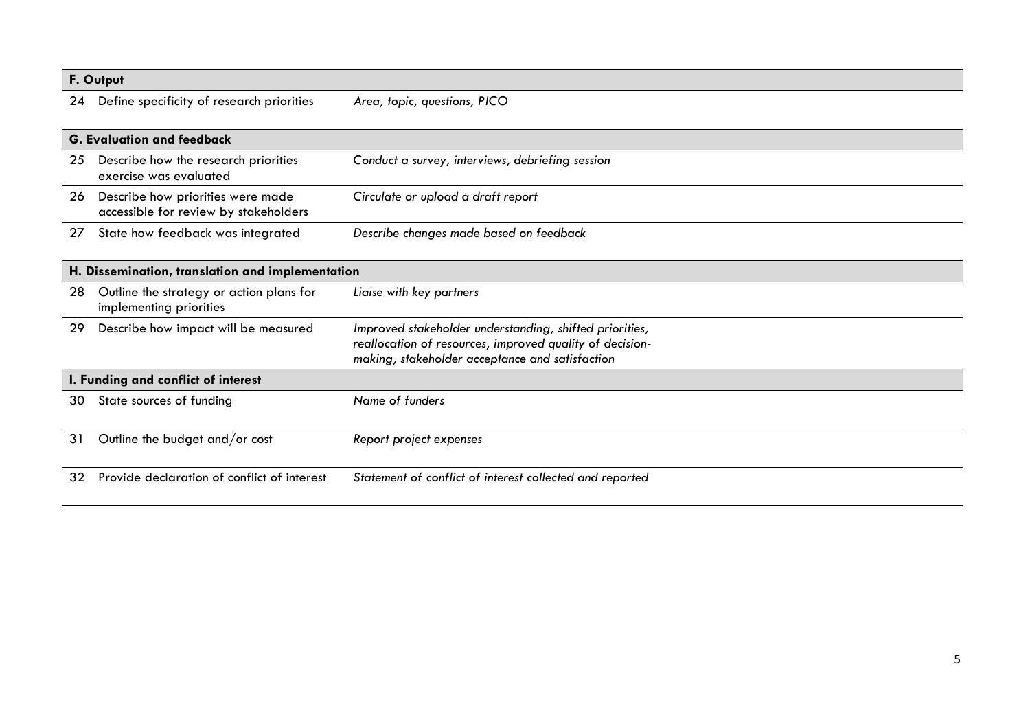| | | |
|---|---|---|
| **F. Output** | | |
| 24 | Define specificity of research priorities | *Area, topic, questions, PICO* |
| **G. Evaluation and feedback** | | |
| 25 | Describe how the research priorities exercise was evaluated | *Conduct a survey, interviews, debriefing session* |
| 26 | Describe how priorities were made accessible for review by stakeholders | *Circulate or upload a draft report* |
| 27 | State how feedback was integrated | *Describe changes made based on feedback* |
| **H. Dissemination, translation and implementation** | | |
| 28 | Outline the strategy or action plans for implementing priorities | *Liaise with key partners* |
| 29 | Describe how impact will be measured | *Improved stakeholder understanding, shifted priorities, reallocation of resources, improved quality of decision-making, stakeholder acceptance and satisfaction* |
| **I. Funding and conflict of interest** | | |
| 30 | State sources of funding | *Name of funders* |
| 31 | Outline the budget and/or cost | *Report project expenses* |
| 32 | Provide declaration of conflict of interest | *Statement of conflict of interest collected and reported* |